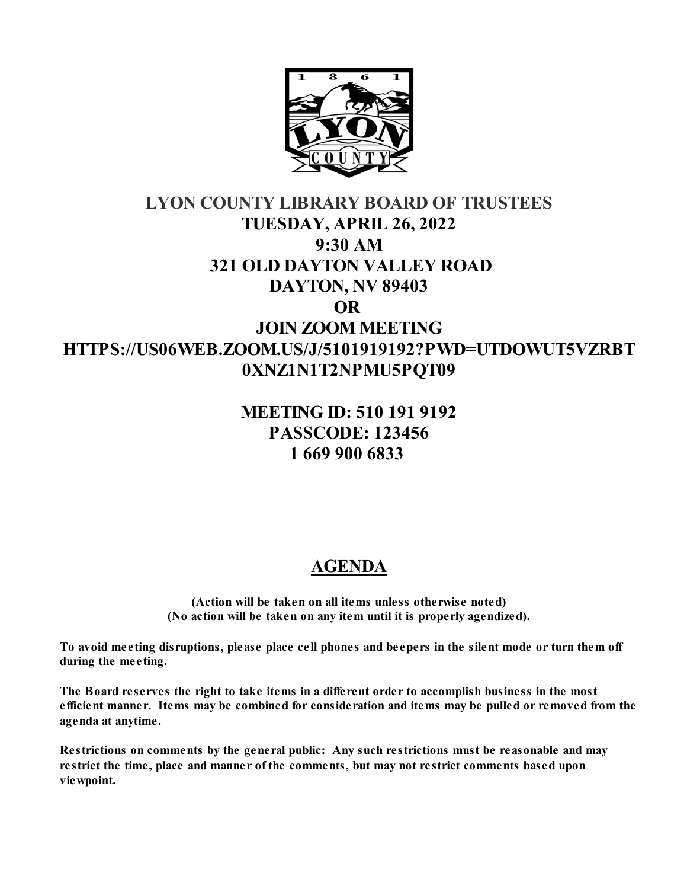# LYON COUNTY LIBRARY BOARD OF TRUSTEES

## TUESDAY, APRIL 26, 2022
## 9:30 AM
## 321 OLD DAYTON VALLEY ROAD
## DAYTON, NV 89403
## OR
## JOIN ZOOM MEETING
## HTTPS://US06WEB.ZOOM.US/J/5101919192?PWD=UTDOWUT5VZRBT0XNZ1N1T2NPMU5PQT09

## MEETING ID: 510 191 9192
## PASSCODE: 123456
## 1 669 900 6833

## AGENDA

**(Action will be taken on all items unless otherwise noted)**
**(No action will be taken on any item until it is properly agendized).**

**To avoid meeting disruptions, please place cell phones and beepers in the silent mode or turn them off during the meeting.**

**The Board reserves the right to take items in a different order to accomplish business in the most efficient manner. Items may be combined for consideration and items may be pulled or removed from the agenda at anytime.**

**Restrictions on comments by the general public: Any such restrictions must be reasonable and may restrict the time, place and manner of the comments, but may not restrict comments based upon viewpoint.**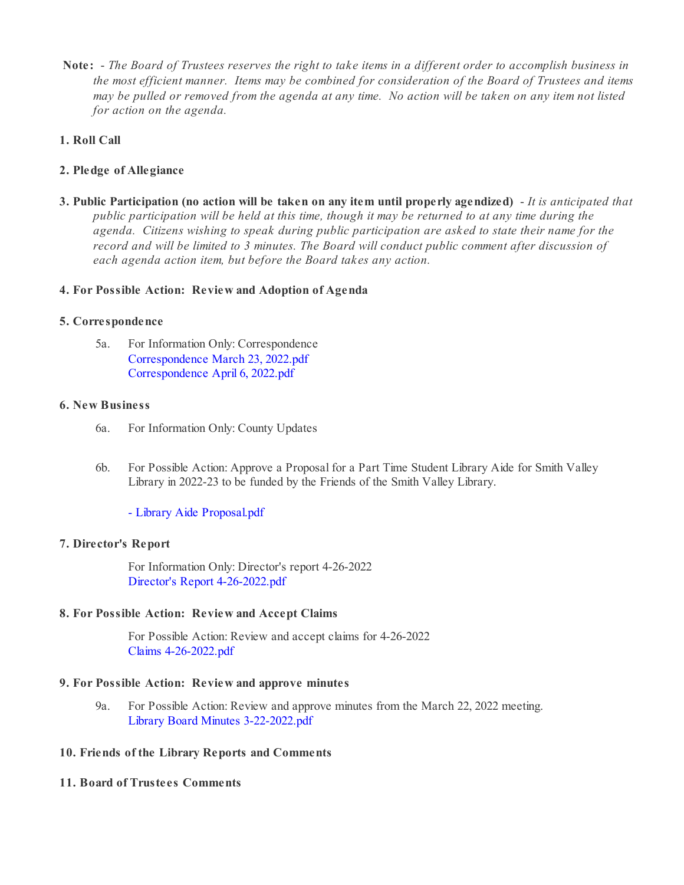**Note:** - *The Board of Trustees reserves the right to take items in a different order to accomplish business in the most efficient manner. Items may be combined for consideration of the Board of Trustees and items may be pulled or removed from the agenda at any time. No action will be taken on any item not listed for action on the agenda.*

**1. Roll Call**

**2. Pledge of Allegiance**

**3. Public Participation (no action will be taken on any item until properly agendized)** - *It is anticipated that public participation will be held at this time, though it may be returned to at any time during the agenda. Citizens wishing to speak during public participation are asked to state their name for the record and will be limited to 3 minutes. The Board will conduct public comment after discussion of each agenda action item, but before the Board takes any action.*

**4. For Possible Action: Review and Adoption of Agenda**

**5. Correspondence**

5a. For Information Only: Correspondence
Correspondence March 23, 2022.pdf
Correspondence April 6, 2022.pdf

**6. New Business**

6a. For Information Only: County Updates

6b. For Possible Action: Approve a Proposal for a Part Time Student Library Aide for Smith Valley Library in 2022-23 to be funded by the Friends of the Smith Valley Library.

- Library Aide Proposal.pdf

**7. Director's Report**

For Information Only: Director's report 4-26-2022
Director's Report 4-26-2022.pdf

**8. For Possible Action: Review and Accept Claims**

For Possible Action: Review and accept claims for 4-26-2022
Claims 4-26-2022.pdf

**9. For Possible Action: Review and approve minutes**

9a. For Possible Action: Review and approve minutes from the March 22, 2022 meeting.
Library Board Minutes 3-22-2022.pdf

**10. Friends of the Library Reports and Comments**

**11. Board of Trustees Comments**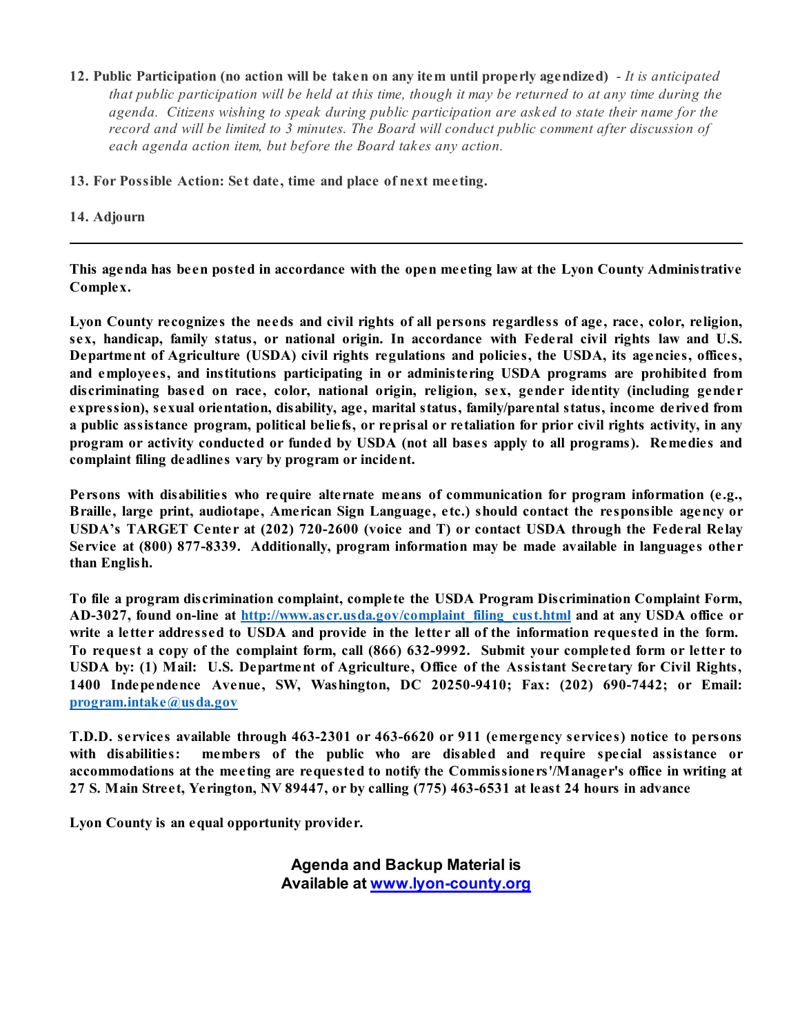**12. Public Participation (no action will be taken on any item until properly agendized)** - *It is anticipated that public participation will be held at this time, though it may be returned to at any time during the agenda. Citizens wishing to speak during public participation are asked to state their name for the record and will be limited to 3 minutes. The Board will conduct public comment after discussion of each agenda action item, but before the Board takes any action.*

**13. For Possible Action: Set date, time and place of next meeting.**

**14. Adjourn**

---

**This agenda has been posted in accordance with the open meeting law at the Lyon County Administrative Complex.**

**Lyon County recognizes the needs and civil rights of all persons regardless of age, race, color, religion, sex, handicap, family status, or national origin. In accordance with Federal civil rights law and U.S. Department of Agriculture (USDA) civil rights regulations and policies, the USDA, its agencies, offices, and employees, and institutions participating in or administering USDA programs are prohibited from discriminating based on race, color, national origin, religion, sex, gender identity (including gender expression), sexual orientation, disability, age, marital status, family/parental status, income derived from a public assistance program, political beliefs, or reprisal or retaliation for prior civil rights activity, in any program or activity conducted or funded by USDA (not all bases apply to all programs). Remedies and complaint filing deadlines vary by program or incident.**

**Persons with disabilities who require alternate means of communication for program information (e.g., Braille, large print, audiotape, American Sign Language, etc.) should contact the responsible agency or USDA's TARGET Center at (202) 720-2600 (voice and T) or contact USDA through the Federal Relay Service at (800) 877-8339. Additionally, program information may be made available in languages other than English.**

**To file a program discrimination complaint, complete the USDA Program Discrimination Complaint Form, AD-3027, found on-line at [http://www.ascr.usda.gov/complaint_filing_cust.html](http://www.ascr.usda.gov/complaint_filing_cust.html) and at any USDA office or write a letter addressed to USDA and provide in the letter all of the information requested in the form. To request a copy of the complaint form, call (866) 632-9992. Submit your completed form or letter to USDA by: (1) Mail: U.S. Department of Agriculture, Office of the Assistant Secretary for Civil Rights, 1400 Independence Avenue, SW, Washington, DC 20250-9410; Fax: (202) 690-7442; or Email: [program.intake@usda.gov](mailto:program.intake@usda.gov)**

**T.D.D. services available through 463-2301 or 463-6620 or 911 (emergency services) notice to persons with disabilities: members of the public who are disabled and require special assistance or accommodations at the meeting are requested to notify the Commissioners'/Manager's office in writing at 27 S. Main Street, Yerington, NV 89447, or by calling (775) 463-6531 at least 24 hours in advance**

**Lyon County is an equal opportunity provider.**

**Agenda and Backup Material is Available at [www.lyon-county.org](http://www.lyon-county.org)**